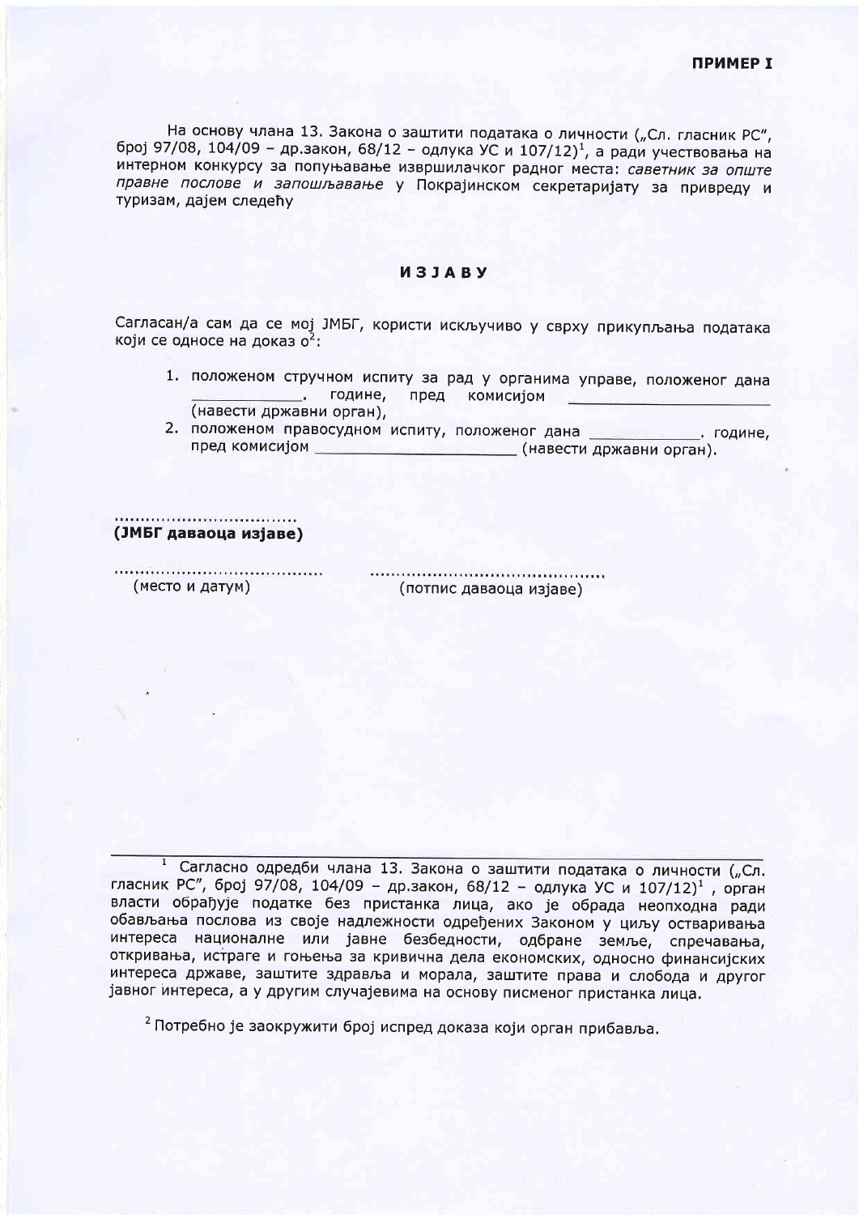**ПРИМЕР I**

На основу члана 13. Закона о заштити података о личности („Сл. гласник РС", број 97/08, 104/09 – др.закон, 68/12 – одлука УС и 107/12)[1], а ради учествовања на интерном конкурсу за попуњавање извршилачког радног места: *саветник за опште правне послове и запошљавање* у Покрајинском секретаријату за привреду и туризам, дајем следећу

# ИЗЈАВУ

Сагласан/а сам да се мој ЈМБГ, користи искључиво у сврху прикупљања података који се односе на доказ о[2]:

1. положеном стручном испиту за рад у органима управе, положеног дана ___________. године, пред комисијом ____________________ (навести државни орган),
2. положеном правосудном испиту, положеног дана ___________. године, пред комисијом ____________________ (навести државни орган).

..................................
**(ЈМБГ даваоца изјаве)**

.......................................
(место и датум)

..........................................
(потпис даваоца изјаве)

---

[1] Сагласно одредби члана 13. Закона о заштити података о личности („Сл. гласник РС", број 97/08, 104/09 – др.закон, 68/12 – одлука УС и 107/12)[1] , орган власти обрађује податке без пристанка лица, ако је обрада неопходна ради обављања послова из своје надлежности одређених Законом у циљу остваривања интереса националне или јавне безбедности, одбране земље, спречавања, откривања, истраге и гоњења за кривична дела економских, односно финансијских интереса државе, заштите здравља и морала, заштите права и слобода и другог јавног интереса, а у другим случајевима на основу писменог пристанка лица.

[2] Потребно је заокружити број испред доказа који орган прибавља.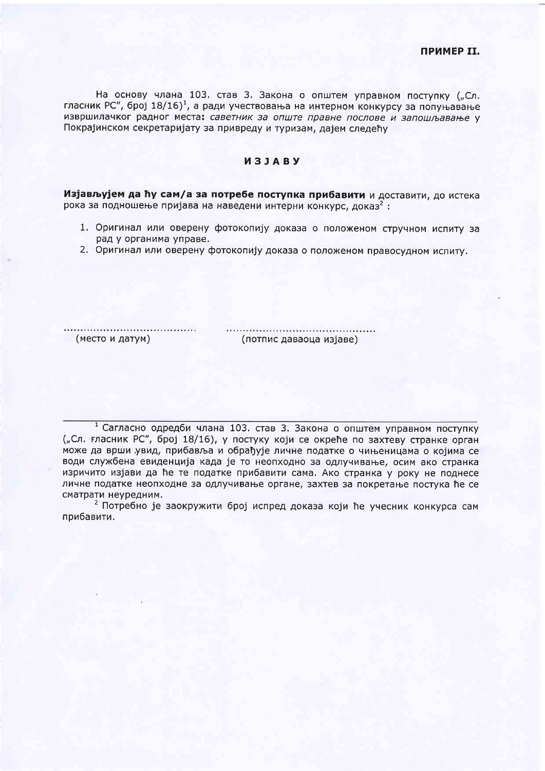**ПРИМЕР II.**

На основу члана 103. став 3. Закона о општем управном поступку („Сл. гласник РС", број 18/16)[1], а ради учествовања на интерном конкурсу за попуњавање извршилачког радног места: *саветник за опште правне послове и запошљавање* у Покрајинском секретаријату за привреду и туризам, дајем следећу

## ИЗЈАВУ

**Изјављујем да ћу сам/а за потребе поступка прибавити** и доставити, до истека рока за подношење пријава на наведени интерни конкурс, доказ[2] :

1. Оригинал или оверену фотокопију доказа о положеном стручном испиту за рад у органима управе.
2. Оригинал или оверену фотокопију доказа о положеном правосудном испиту.

........................................ ............................................

(место и датум) (потпис даваоца изјаве)

---

[1] Сагласно одредби члана 103. став 3. Закона о општем управном поступку („Сл. гласник РС", број 18/16), у постуку који се окреће по захтеву странке орган може да врши увид, прибавља и обрађује личне податке о чињеницама о којима се води службена евиденција када је то неопходно за одлучивање, осим ако странка изричито изјави да ће те податке прибавити сама. Ако странка у року не поднесе личне податке неопходне за одлучивање органе, захтев за покретање постука ће се сматрати неуредним.

[2] Потребно је заокружити број испред доказа који ће учесник конкурса сам прибавити.